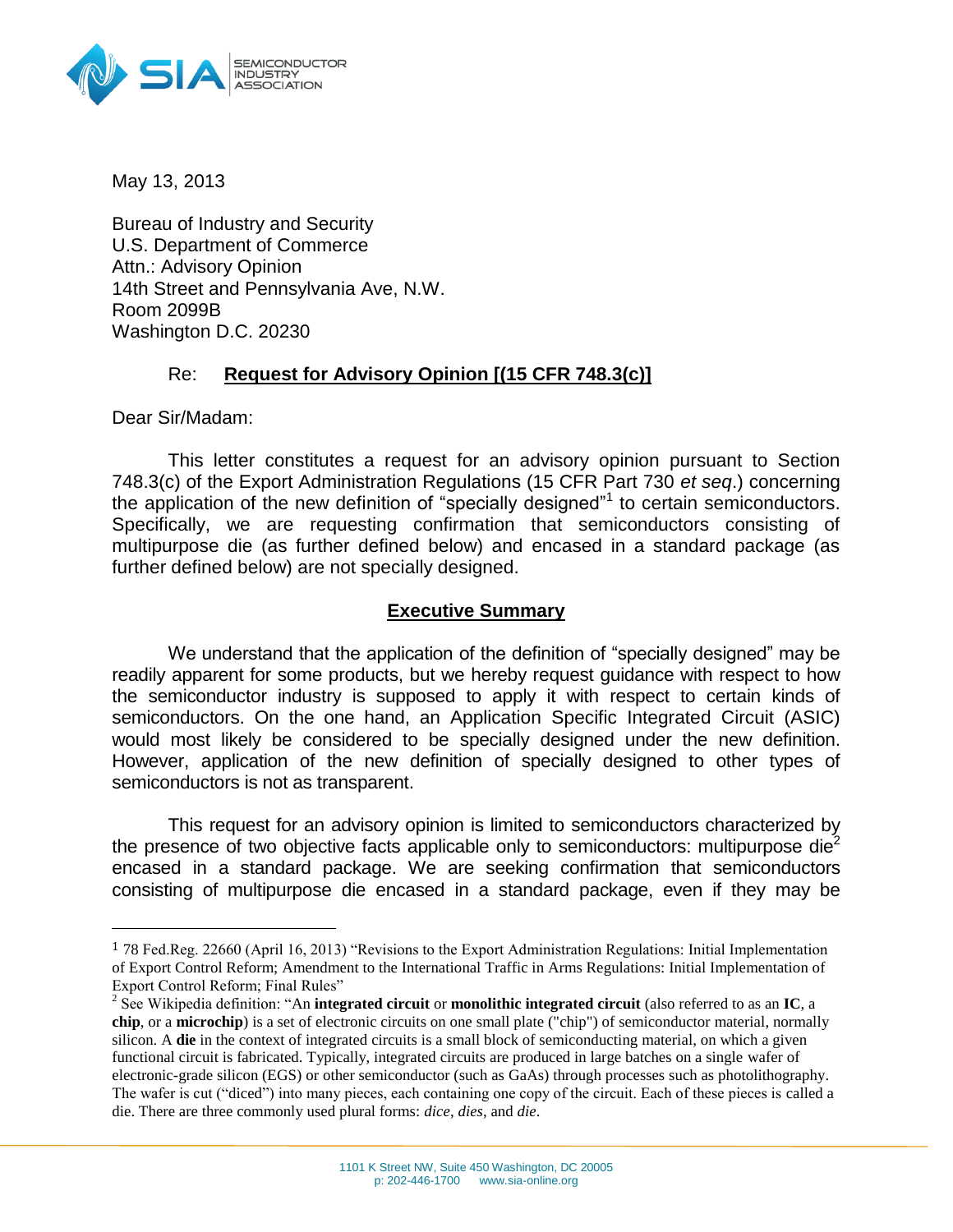May 13, 2013

Bureau of Industry and Security
U.S. Department of Commerce
Attn.: Advisory Opinion
14th Street and Pennsylvania Ave, N.W.
Room 2099B
Washington D.C. 20230

Re: **Request for Advisory Opinion [(15 CFR 748.3(c)]**

Dear Sir/Madam:

This letter constitutes a request for an advisory opinion pursuant to Section 748.3(c) of the Export Administration Regulations (15 CFR Part 730 *et seq*.) concerning the application of the new definition of "specially designed"[1] to certain semiconductors. Specifically, we are requesting confirmation that semiconductors consisting of multipurpose die (as further defined below) and encased in a standard package (as further defined below) are not specially designed.

## Executive Summary

We understand that the application of the definition of "specially designed" may be readily apparent for some products, but we hereby request guidance with respect to how the semiconductor industry is supposed to apply it with respect to certain kinds of semiconductors. On the one hand, an Application Specific Integrated Circuit (ASIC) would most likely be considered to be specially designed under the new definition. However, application of the new definition of specially designed to other types of semiconductors is not as transparent.

This request for an advisory opinion is limited to semiconductors characterized by the presence of two objective facts applicable only to semiconductors: multipurpose die[2] encased in a standard package. We are seeking confirmation that semiconductors consisting of multipurpose die encased in a standard package, even if they may be

---

[1] 78 Fed.Reg. 22660 (April 16, 2013) "Revisions to the Export Administration Regulations: Initial Implementation of Export Control Reform; Amendment to the International Traffic in Arms Regulations: Initial Implementation of Export Control Reform; Final Rules"

[2] See Wikipedia definition: "An **integrated circuit** or **monolithic integrated circuit** (also referred to as an **IC**, a **chip**, or a **microchip**) is a set of electronic circuits on one small plate ("chip") of semiconductor material, normally silicon. A **die** in the context of integrated circuits is a small block of semiconducting material, on which a given functional circuit is fabricated. Typically, integrated circuits are produced in large batches on a single wafer of electronic-grade silicon (EGS) or other semiconductor (such as GaAs) through processes such as photolithography. The wafer is cut ("diced") into many pieces, each containing one copy of the circuit. Each of these pieces is called a die. There are three commonly used plural forms: *dice*, *dies*, and *die*.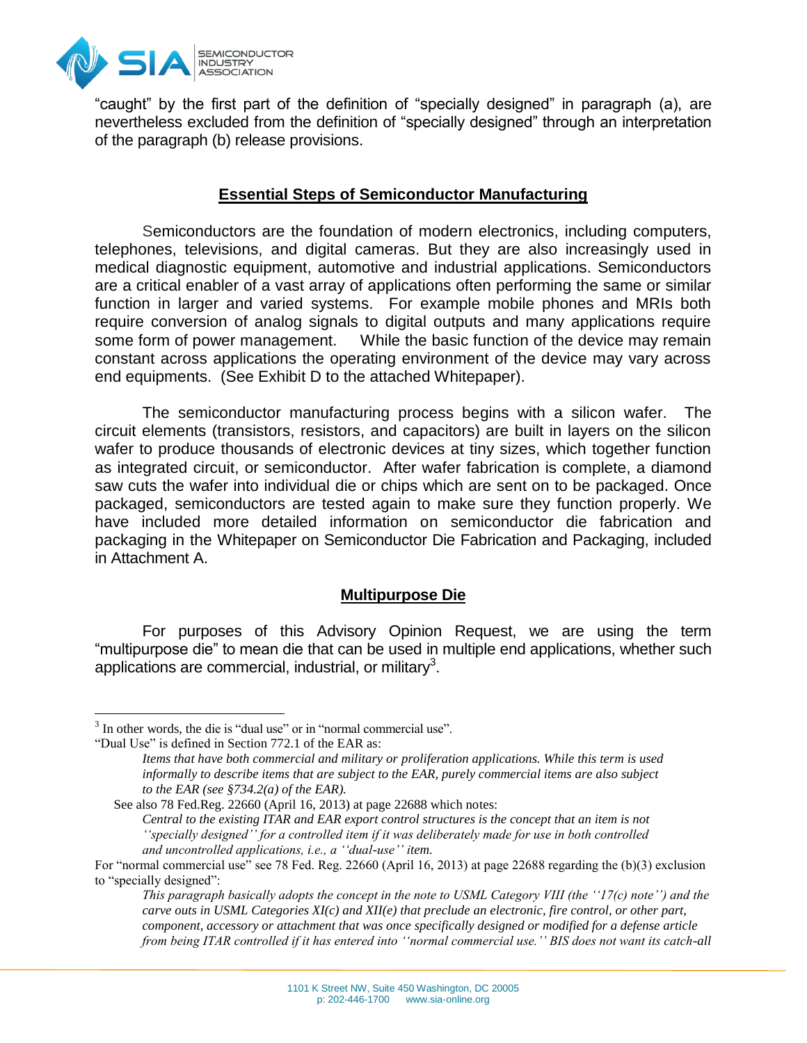"caught" by the first part of the definition of "specially designed" in paragraph (a), are nevertheless excluded from the definition of "specially designed" through an interpretation of the paragraph (b) release provisions.

## **Essential Steps of Semiconductor Manufacturing**

Semiconductors are the foundation of modern electronics, including computers, telephones, televisions, and digital cameras. But they are also increasingly used in medical diagnostic equipment, automotive and industrial applications. Semiconductors are a critical enabler of a vast array of applications often performing the same or similar function in larger and varied systems. For example mobile phones and MRIs both require conversion of analog signals to digital outputs and many applications require some form of power management. While the basic function of the device may remain constant across applications the operating environment of the device may vary across end equipments. (See Exhibit D to the attached Whitepaper).

The semiconductor manufacturing process begins with a silicon wafer. The circuit elements (transistors, resistors, and capacitors) are built in layers on the silicon wafer to produce thousands of electronic devices at tiny sizes, which together function as integrated circuit, or semiconductor. After wafer fabrication is complete, a diamond saw cuts the wafer into individual die or chips which are sent on to be packaged. Once packaged, semiconductors are tested again to make sure they function properly. We have included more detailed information on semiconductor die fabrication and packaging in the Whitepaper on Semiconductor Die Fabrication and Packaging, included in Attachment A.

## **Multipurpose Die**

For purposes of this Advisory Opinion Request, we are using the term "multipurpose die" to mean die that can be used in multiple end applications, whether such applications are commercial, industrial, or military[3].

---

[3] In other words, the die is "dual use" or in "normal commercial use".

"Dual Use" is defined in Section 772.1 of the EAR as:

> *Items that have both commercial and military or proliferation applications. While this term is used informally to describe items that are subject to the EAR, purely commercial items are also subject to the EAR (see §734.2(a) of the EAR).*

See also 78 Fed.Reg. 22660 (April 16, 2013) at page 22688 which notes:

> *Central to the existing ITAR and EAR export control structures is the concept that an item is not ''specially designed'' for a controlled item if it was deliberately made for use in both controlled and uncontrolled applications, i.e., a ''dual-use'' item.*

For "normal commercial use" see 78 Fed. Reg. 22660 (April 16, 2013) at page 22688 regarding the (b)(3) exclusion to "specially designed":

> *This paragraph basically adopts the concept in the note to USML Category VIII (the ''17(c) note'') and the carve outs in USML Categories XI(c) and XII(e) that preclude an electronic, fire control, or other part, component, accessory or attachment that was once specifically designed or modified for a defense article from being ITAR controlled if it has entered into ''normal commercial use.'' BIS does not want its catch-all*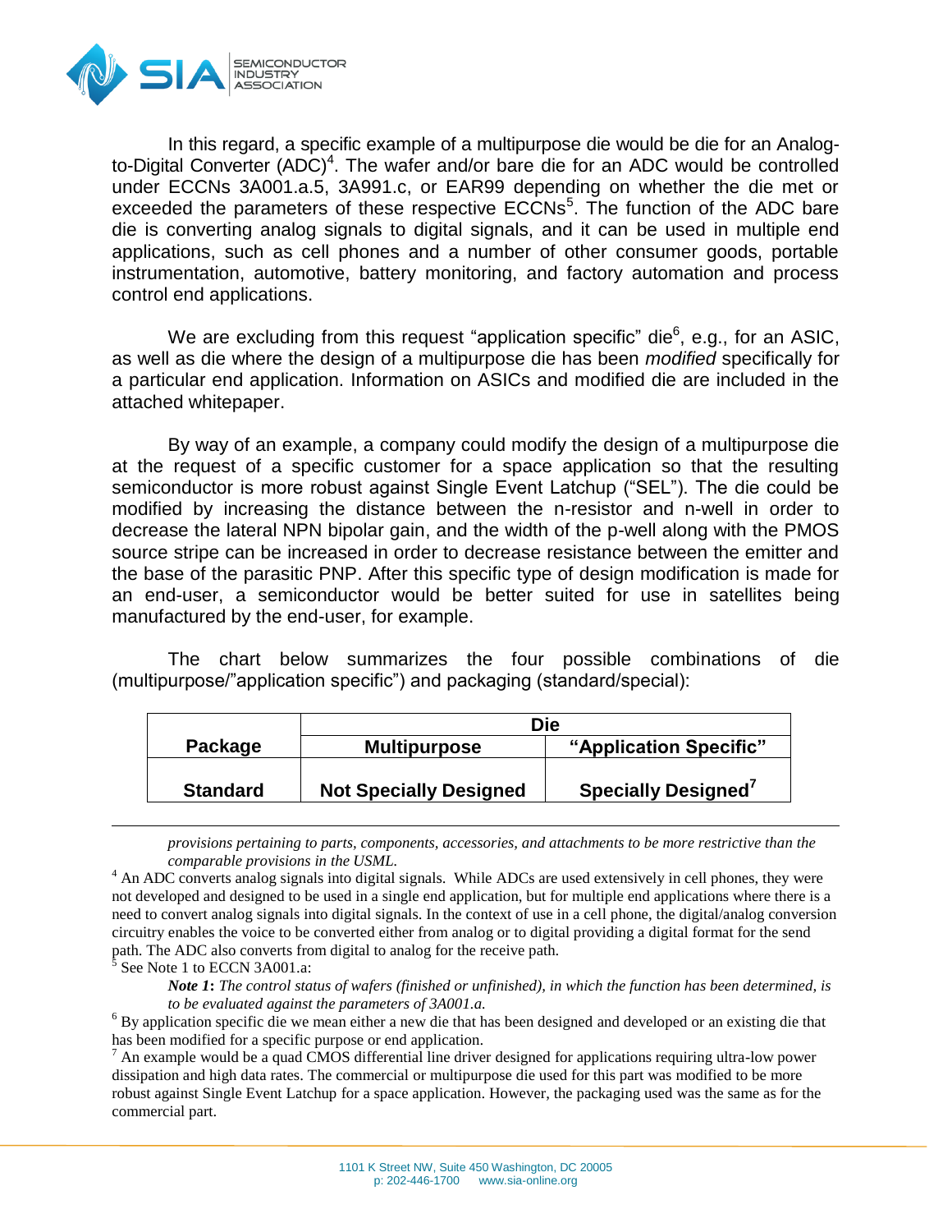In this regard, a specific example of a multipurpose die would be die for an Analog-to-Digital Converter (ADC)[4]. The wafer and/or bare die for an ADC would be controlled under ECCNs 3A001.a.5, 3A991.c, or EAR99 depending on whether the die met or exceeded the parameters of these respective ECCNs[5]. The function of the ADC bare die is converting analog signals to digital signals, and it can be used in multiple end applications, such as cell phones and a number of other consumer goods, portable instrumentation, automotive, battery monitoring, and factory automation and process control end applications.

We are excluding from this request "application specific" die[6], e.g., for an ASIC, as well as die where the design of a multipurpose die has been *modified* specifically for a particular end application. Information on ASICs and modified die are included in the attached whitepaper.

By way of an example, a company could modify the design of a multipurpose die at the request of a specific customer for a space application so that the resulting semiconductor is more robust against Single Event Latchup ("SEL"). The die could be modified by increasing the distance between the n-resistor and n-well in order to decrease the lateral NPN bipolar gain, and the width of the p-well along with the PMOS source stripe can be increased in order to decrease resistance between the emitter and the base of the parasitic PNP. After this specific type of design modification is made for an end-user, a semiconductor would be better suited for use in satellites being manufactured by the end-user, for example.

The chart below summarizes the four possible combinations of die (multipurpose/"application specific") and packaging (standard/special):

| | **Die** | |
|---|---|---|
| **Package** | **Multipurpose** | **"Application Specific"** |
| **Standard** | **Not Specially Designed** | **Specially Designed**[7] |

---

*provisions pertaining to parts, components, accessories, and attachments to be more restrictive than the comparable provisions in the USML.*

[4] An ADC converts analog signals into digital signals. While ADCs are used extensively in cell phones, they were not developed and designed to be used in a single end application, but for multiple end applications where there is a need to convert analog signals into digital signals. In the context of use in a cell phone, the digital/analog conversion circuitry enables the voice to be converted either from analog or to digital providing a digital format for the send path. The ADC also converts from digital to analog for the receive path.

[5] See Note 1 to ECCN 3A001.a:

> ***Note 1**: The control status of wafers (finished or unfinished), in which the function has been determined, is to be evaluated against the parameters of 3A001.a.*

[6] By application specific die we mean either a new die that has been designed and developed or an existing die that has been modified for a specific purpose or end application.

[7] An example would be a quad CMOS differential line driver designed for applications requiring ultra-low power dissipation and high data rates. The commercial or multipurpose die used for this part was modified to be more robust against Single Event Latchup for a space application. However, the packaging used was the same as for the commercial part.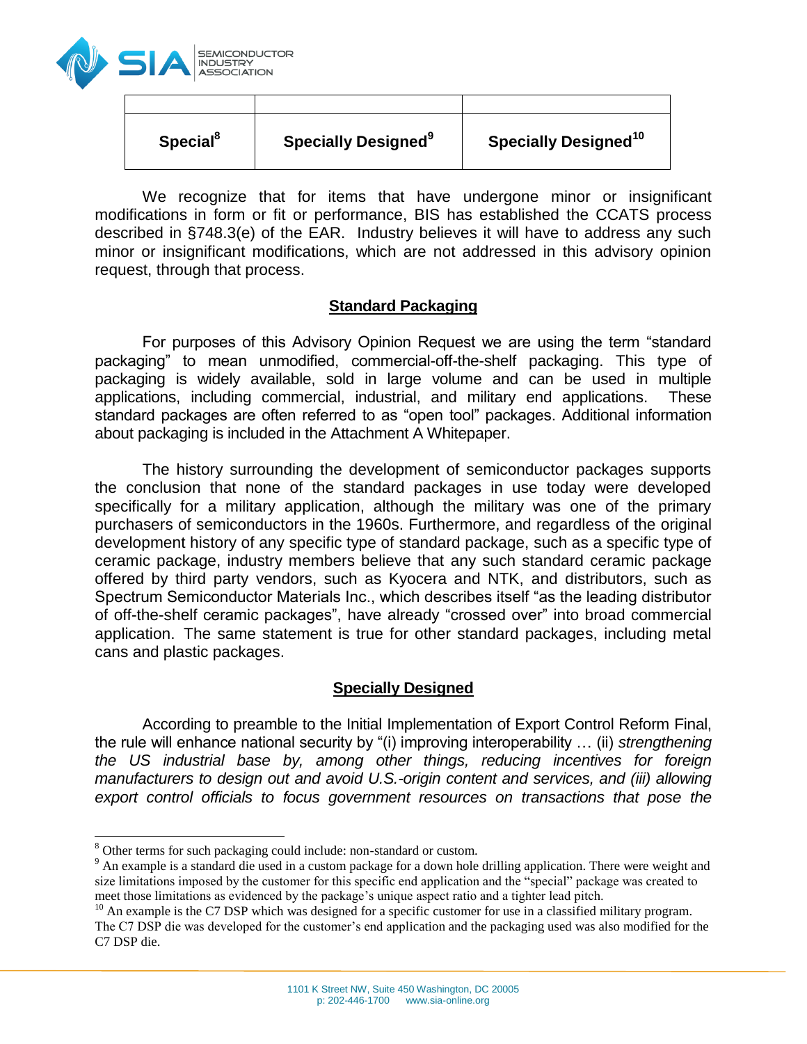| | | |
|---|---|---|
| **Special**[8] | **Specially Designed**[9] | **Specially Designed**[10] |

We recognize that for items that have undergone minor or insignificant modifications in form or fit or performance, BIS has established the CCATS process described in §748.3(e) of the EAR. Industry believes it will have to address any such minor or insignificant modifications, which are not addressed in this advisory opinion request, through that process.

## Standard Packaging

For purposes of this Advisory Opinion Request we are using the term "standard packaging" to mean unmodified, commercial-off-the-shelf packaging. This type of packaging is widely available, sold in large volume and can be used in multiple applications, including commercial, industrial, and military end applications. These standard packages are often referred to as "open tool" packages. Additional information about packaging is included in the Attachment A Whitepaper.

The history surrounding the development of semiconductor packages supports the conclusion that none of the standard packages in use today were developed specifically for a military application, although the military was one of the primary purchasers of semiconductors in the 1960s. Furthermore, and regardless of the original development history of any specific type of standard package, such as a specific type of ceramic package, industry members believe that any such standard ceramic package offered by third party vendors, such as Kyocera and NTK, and distributors, such as Spectrum Semiconductor Materials Inc., which describes itself "as the leading distributor of off-the-shelf ceramic packages", have already "crossed over" into broad commercial application. The same statement is true for other standard packages, including metal cans and plastic packages.

## Specially Designed

According to preamble to the Initial Implementation of Export Control Reform Final, the rule will enhance national security by "(i) improving interoperability … (ii) *strengthening the US industrial base by, among other things, reducing incentives for foreign manufacturers to design out and avoid U.S.-origin content and services, and (iii) allowing export control officials to focus government resources on transactions that pose the*

---

[8] Other terms for such packaging could include: non-standard or custom.

[9] An example is a standard die used in a custom package for a down hole drilling application. There were weight and size limitations imposed by the customer for this specific end application and the "special" package was created to meet those limitations as evidenced by the package's unique aspect ratio and a tighter lead pitch.

[10] An example is the C7 DSP which was designed for a specific customer for use in a classified military program. The C7 DSP die was developed for the customer's end application and the packaging used was also modified for the C7 DSP die.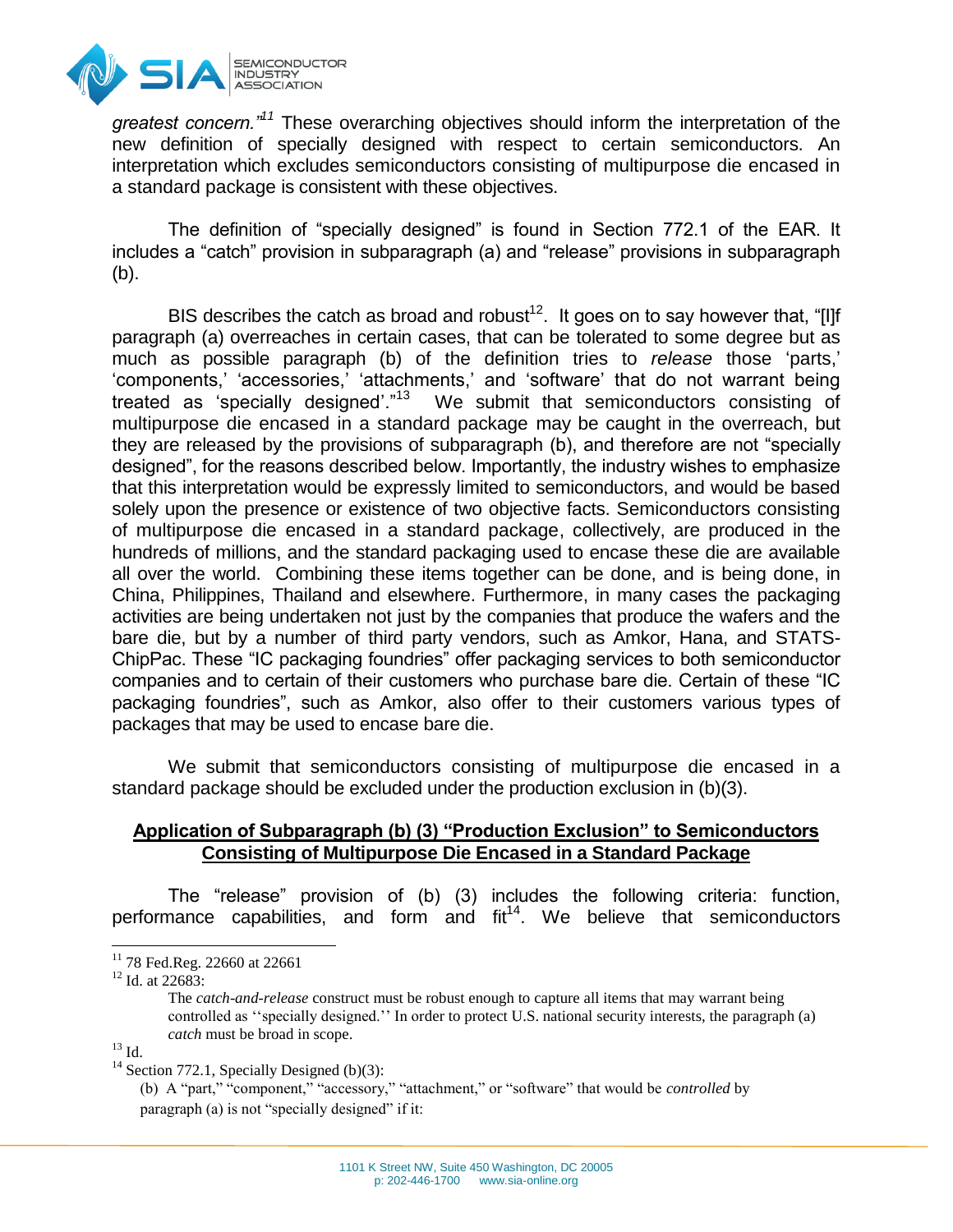*greatest concern.*"[11] These overarching objectives should inform the interpretation of the new definition of specially designed with respect to certain semiconductors. An interpretation which excludes semiconductors consisting of multipurpose die encased in a standard package is consistent with these objectives.

The definition of "specially designed" is found in Section 772.1 of the EAR. It includes a "catch" provision in subparagraph (a) and "release" provisions in subparagraph (b).

BIS describes the catch as broad and robust[12]. It goes on to say however that, "[I]f paragraph (a) overreaches in certain cases, that can be tolerated to some degree but as much as possible paragraph (b) of the definition tries to *release* those 'parts,' 'components,' 'accessories,' 'attachments,' and 'software' that do not warrant being treated as 'specially designed'."[13] We submit that semiconductors consisting of multipurpose die encased in a standard package may be caught in the overreach, but they are released by the provisions of subparagraph (b), and therefore are not "specially designed", for the reasons described below. Importantly, the industry wishes to emphasize that this interpretation would be expressly limited to semiconductors, and would be based solely upon the presence or existence of two objective facts. Semiconductors consisting of multipurpose die encased in a standard package, collectively, are produced in the hundreds of millions, and the standard packaging used to encase these die are available all over the world. Combining these items together can be done, and is being done, in China, Philippines, Thailand and elsewhere. Furthermore, in many cases the packaging activities are being undertaken not just by the companies that produce the wafers and the bare die, but by a number of third party vendors, such as Amkor, Hana, and STATS-ChipPac. These "IC packaging foundries" offer packaging services to both semiconductor companies and to certain of their customers who purchase bare die. Certain of these "IC packaging foundries", such as Amkor, also offer to their customers various types of packages that may be used to encase bare die.

We submit that semiconductors consisting of multipurpose die encased in a standard package should be excluded under the production exclusion in (b)(3).

**<u>Application of Subparagraph (b) (3) "Production Exclusion" to Semiconductors Consisting of Multipurpose Die Encased in a Standard Package</u>**

The "release" provision of (b) (3) includes the following criteria: function, performance capabilities, and form and fit[14]. We believe that semiconductors

---

[11] 78 Fed.Reg. 22660 at 22661

[12] Id. at 22683:

> The *catch-and-release* construct must be robust enough to capture all items that may warrant being controlled as ''specially designed.'' In order to protect U.S. national security interests, the paragraph (a) *catch* must be broad in scope.

[13] Id.

[14] Section 772.1, Specially Designed (b)(3):

> (b) A "part," "component," "accessory," "attachment," or "software" that would be *controlled* by paragraph (a) is not "specially designed" if it: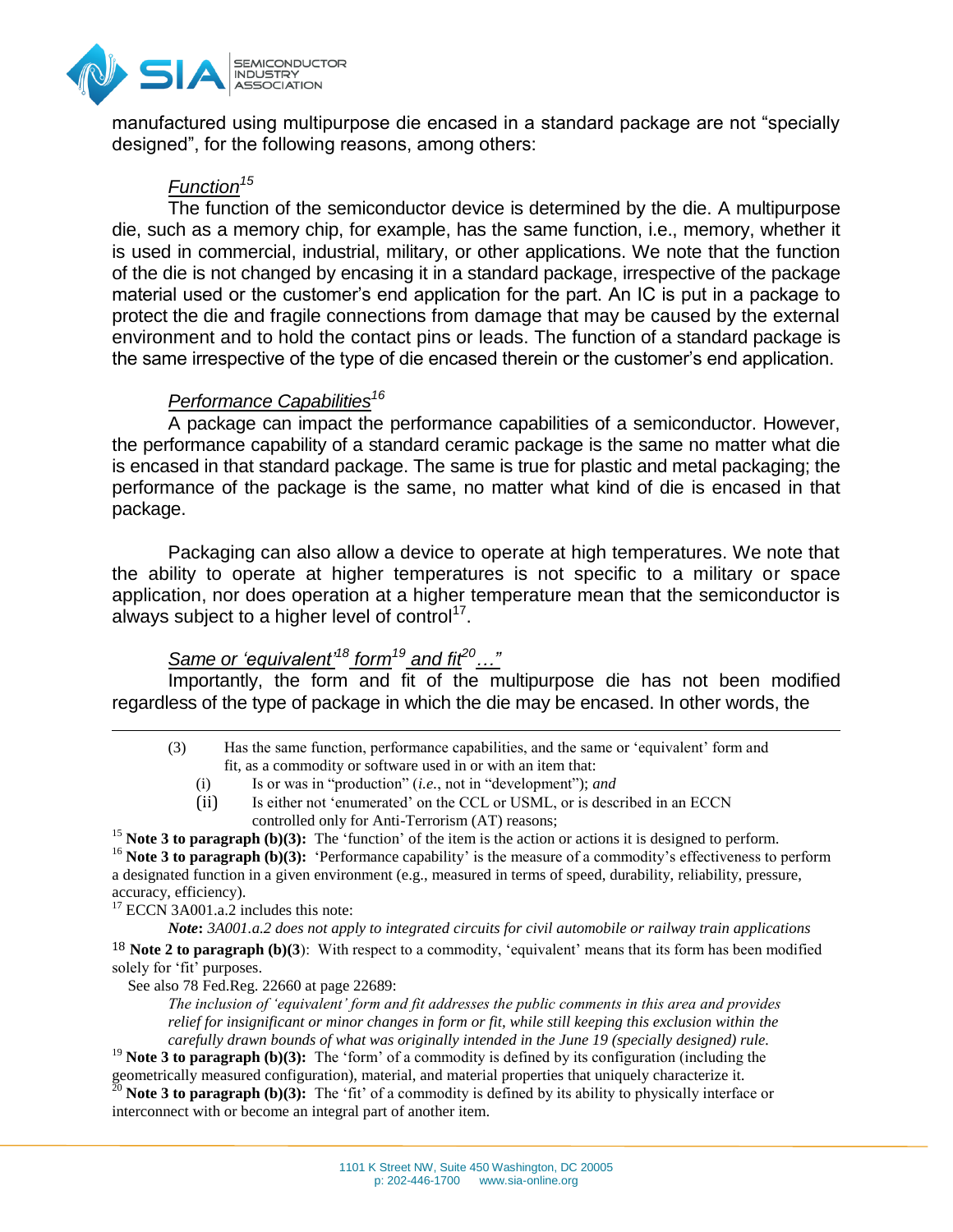manufactured using multipurpose die encased in a standard package are not "specially designed", for the following reasons, among others:

*Function*[15]

The function of the semiconductor device is determined by the die. A multipurpose die, such as a memory chip, for example, has the same function, i.e., memory, whether it is used in commercial, industrial, military, or other applications. We note that the function of the die is not changed by encasing it in a standard package, irrespective of the package material used or the customer's end application for the part. An IC is put in a package to protect the die and fragile connections from damage that may be caused by the external environment and to hold the contact pins or leads. The function of a standard package is the same irrespective of the type of die encased therein or the customer's end application.

*Performance Capabilities*[16]

A package can impact the performance capabilities of a semiconductor. However, the performance capability of a standard ceramic package is the same no matter what die is encased in that standard package. The same is true for plastic and metal packaging; the performance of the package is the same, no matter what kind of die is encased in that package.

Packaging can also allow a device to operate at high temperatures. We note that the ability to operate at higher temperatures is not specific to a military or space application, nor does operation at a higher temperature mean that the semiconductor is always subject to a higher level of control[17].

*Same or 'equivalent'*[18] *form*[19] *and fit*[20] *…"*

Importantly, the form and fit of the multipurpose die has not been modified regardless of the type of package in which the die may be encased. In other words, the

---

(3) Has the same function, performance capabilities, and the same or 'equivalent' form and fit, as a commodity or software used in or with an item that:
   (i) Is or was in "production" (*i.e.*, not in "development"); *and*
   (ii) Is either not 'enumerated' on the CCL or USML, or is described in an ECCN controlled only for Anti-Terrorism (AT) reasons;

[15] **Note 3 to paragraph (b)(3):** The 'function' of the item is the action or actions it is designed to perform.

[16] **Note 3 to paragraph (b)(3):** 'Performance capability' is the measure of a commodity's effectiveness to perform a designated function in a given environment (e.g., measured in terms of speed, durability, reliability, pressure, accuracy, efficiency).

[17] ECCN 3A001.a.2 includes this note:

*Note***:** *3A001.a.2 does not apply to integrated circuits for civil automobile or railway train applications*

[18] **Note 2 to paragraph (b)(3)**: With respect to a commodity, 'equivalent' means that its form has been modified solely for 'fit' purposes.

See also 78 Fed.Reg. 22660 at page 22689:

*The inclusion of 'equivalent' form and fit addresses the public comments in this area and provides relief for insignificant or minor changes in form or fit, while still keeping this exclusion within the carefully drawn bounds of what was originally intended in the June 19 (specially designed) rule.*

[19] **Note 3 to paragraph (b)(3):** The 'form' of a commodity is defined by its configuration (including the geometrically measured configuration), material, and material properties that uniquely characterize it.

[20] **Note 3 to paragraph (b)(3):** The 'fit' of a commodity is defined by its ability to physically interface or interconnect with or become an integral part of another item.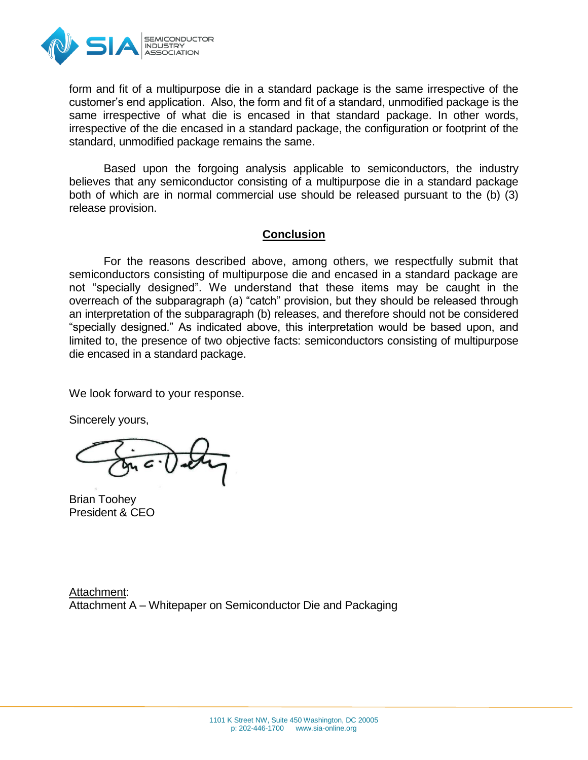form and fit of a multipurpose die in a standard package is the same irrespective of the customer's end application. Also, the form and fit of a standard, unmodified package is the same irrespective of what die is encased in that standard package. In other words, irrespective of the die encased in a standard package, the configuration or footprint of the standard, unmodified package remains the same.

Based upon the forgoing analysis applicable to semiconductors, the industry believes that any semiconductor consisting of a multipurpose die in a standard package both of which are in normal commercial use should be released pursuant to the (b) (3) release provision.

## Conclusion

For the reasons described above, among others, we respectfully submit that semiconductors consisting of multipurpose die and encased in a standard package are not "specially designed". We understand that these items may be caught in the overreach of the subparagraph (a) "catch" provision, but they should be released through an interpretation of the subparagraph (b) releases, and therefore should not be considered "specially designed." As indicated above, this interpretation would be based upon, and limited to, the presence of two objective facts: semiconductors consisting of multipurpose die encased in a standard package.

We look forward to your response.

Sincerely yours,

Brian Toohey
President & CEO

Attachment:
Attachment A – Whitepaper on Semiconductor Die and Packaging